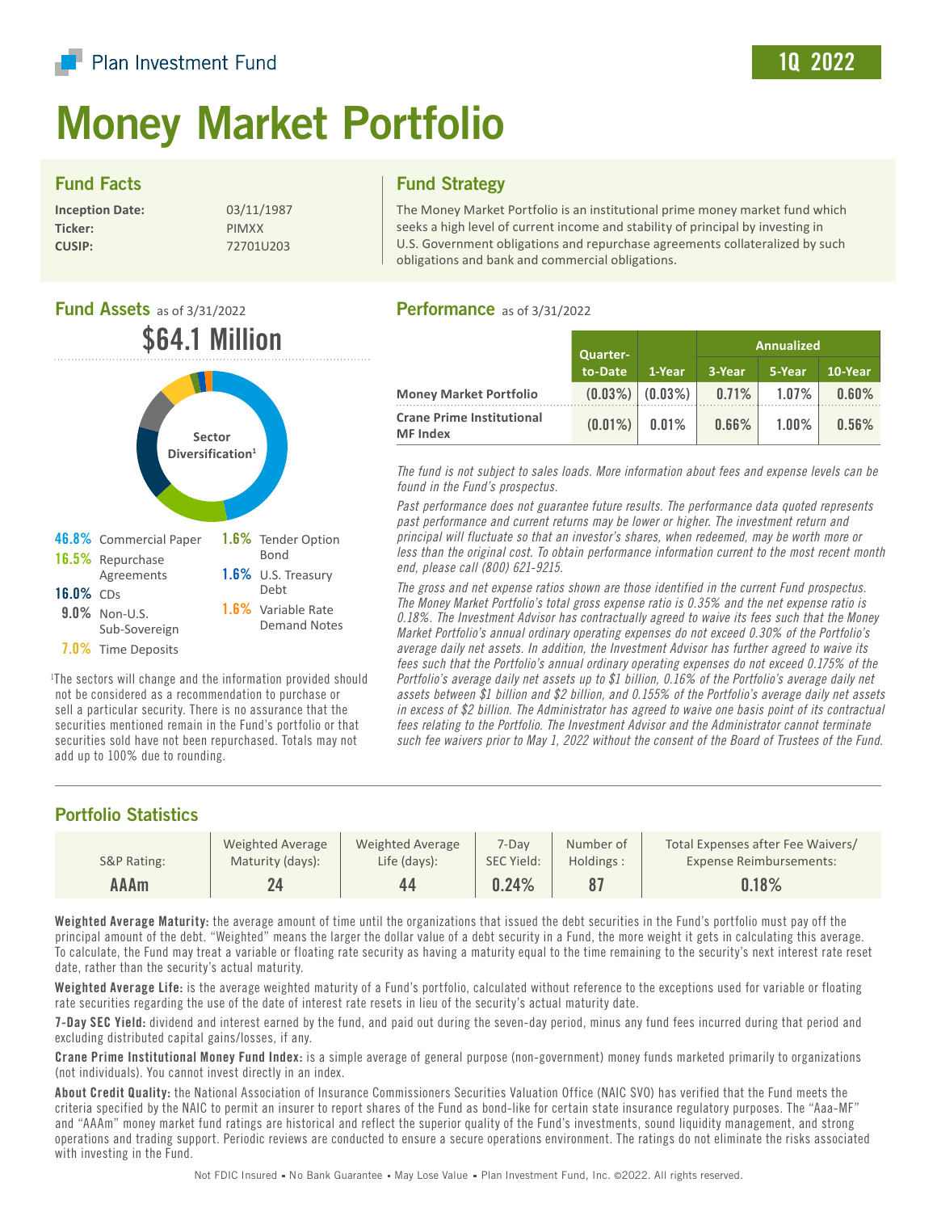Plan Investment Fund

1Q 2022

# Money Market Portfolio

## Fund Facts

**Inception Date:** 03/11/1987
**Ticker:** PIMXX
**CUSIP:** 72701U203

## Fund Strategy

The Money Market Portfolio is an institutional prime money market fund which seeks a high level of current income and stability of principal by investing in U.S. Government obligations and repurchase agreements collateralized by such obligations and bank and commercial obligations.

## Fund Assets as of 3/31/2022

**$64.1 Million**

Sector Diversification[1]

- 46.8% Commercial Paper
- 16.5% Repurchase Agreements
- 16.0% CDs
- 9.0% Non-U.S. Sub-Sovereign
- 7.0% Time Deposits
- 1.6% Tender Option Bond
- 1.6% U.S. Treasury Debt
- 1.6% Variable Rate Demand Notes

[1]The sectors will change and the information provided should not be considered as a recommendation to purchase or sell a particular security. There is no assurance that the securities mentioned remain in the Fund's portfolio or that securities sold have not been repurchased. Totals may not add up to 100% due to rounding.

## Performance as of 3/31/2022

| | Quarter-to-Date | 1-Year | Annualized 3-Year | Annualized 5-Year | Annualized 10-Year |
|---|---|---|---|---|---|
| **Money Market Portfolio** | (0.03%) | (0.03%) | 0.71% | 1.07% | 0.60% |
| **Crane Prime Institutional MF Index** | (0.01%) | 0.01% | 0.66% | 1.00% | 0.56% |

*The fund is not subject to sales loads. More information about fees and expense levels can be found in the Fund's prospectus.*

*Past performance does not guarantee future results. The performance data quoted represents past performance and current returns may be lower or higher. The investment return and principal will fluctuate so that an investor's shares, when redeemed, may be worth more or less than the original cost. To obtain performance information current to the most recent month end, please call (800) 621-9215.*

*The gross and net expense ratios shown are those identified in the current Fund prospectus. The Money Market Portfolio's total gross expense ratio is 0.35% and the net expense ratio is 0.18%. The Investment Advisor has contractually agreed to waive its fees such that the Money Market Portfolio's annual ordinary operating expenses do not exceed 0.30% of the Portfolio's average daily net assets. In addition, the Investment Advisor has further agreed to waive its fees such that the Portfolio's annual ordinary operating expenses do not exceed 0.175% of the Portfolio's average daily net assets up to $1 billion, 0.16% of the Portfolio's average daily net assets between $1 billion and $2 billion, and 0.155% of the Portfolio's average daily net assets in excess of $2 billion. The Administrator has agreed to waive one basis point of its contractual fees relating to the Portfolio. The Investment Advisor and the Administrator cannot terminate such fee waivers prior to May 1, 2022 without the consent of the Board of Trustees of the Fund.*

## Portfolio Statistics

| S&P Rating: | Weighted Average Maturity (days): | Weighted Average Life (days): | 7-Day SEC Yield: | Number of Holdings : | Total Expenses after Fee Waivers/ Expense Reimbursements: |
|---|---|---|---|---|---|
| AAAm | 24 | 44 | 0.24% | 87 | 0.18% |

**Weighted Average Maturity:** the average amount of time until the organizations that issued the debt securities in the Fund's portfolio must pay off the principal amount of the debt. "Weighted" means the larger the dollar value of a debt security in a Fund, the more weight it gets in calculating this average. To calculate, the Fund may treat a variable or floating rate security as having a maturity equal to the time remaining to the security's next interest rate reset date, rather than the security's actual maturity.

**Weighted Average Life:** is the average weighted maturity of a Fund's portfolio, calculated without reference to the exceptions used for variable or floating rate securities regarding the use of the date of interest rate resets in lieu of the security's actual maturity date.

**7-Day SEC Yield:** dividend and interest earned by the fund, and paid out during the seven-day period, minus any fund fees incurred during that period and excluding distributed capital gains/losses, if any.

**Crane Prime Institutional Money Fund Index:** is a simple average of general purpose (non-government) money funds marketed primarily to organizations (not individuals). You cannot invest directly in an index.

**About Credit Quality:** the National Association of Insurance Commissioners Securities Valuation Office (NAIC SVO) has verified that the Fund meets the criteria specified by the NAIC to permit an insurer to report shares of the Fund as bond-like for certain state insurance regulatory purposes. The "Aaa-MF" and "AAAm" money market fund ratings are historical and reflect the superior quality of the Fund's investments, sound liquidity management, and strong operations and trading support. Periodic reviews are conducted to ensure a secure operations environment. The ratings do not eliminate the risks associated with investing in the Fund.

Not FDIC Insured ▪ No Bank Guarantee ▪ May Lose Value ▪ Plan Investment Fund, Inc. ©2022. All rights reserved.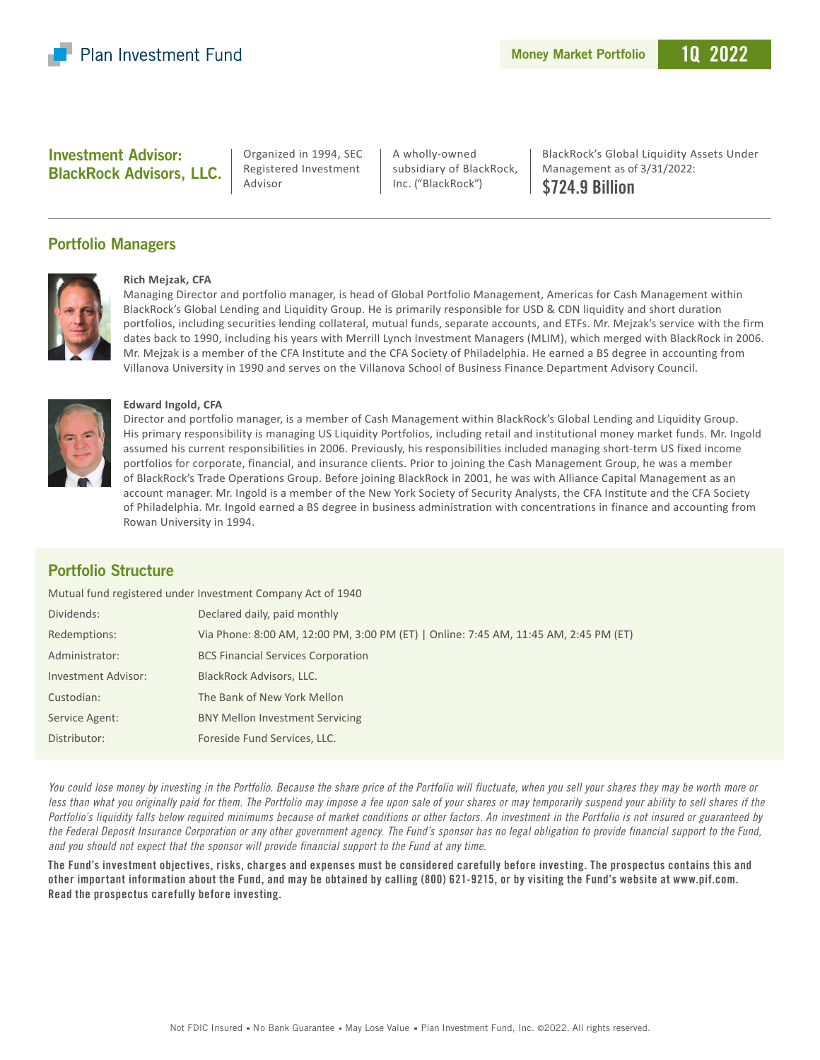Plan Investment Fund

Money Market Portfolio **1Q 2022**

## Investment Advisor: BlackRock Advisors, LLC.

Organized in 1994, SEC Registered Investment Advisor

A wholly-owned subsidiary of BlackRock, Inc. ("BlackRock")

BlackRock's Global Liquidity Assets Under Management as of 3/31/2022: **$724.9 Billion**

## Portfolio Managers

**Rich Mejzak, CFA**
Managing Director and portfolio manager, is head of Global Portfolio Management, Americas for Cash Management within BlackRock's Global Lending and Liquidity Group. He is primarily responsible for USD & CDN liquidity and short duration portfolios, including securities lending collateral, mutual funds, separate accounts, and ETFs. Mr. Mejzak's service with the firm dates back to 1990, including his years with Merrill Lynch Investment Managers (MLIM), which merged with BlackRock in 2006. Mr. Mejzak is a member of the CFA Institute and the CFA Society of Philadelphia. He earned a BS degree in accounting from Villanova University in 1990 and serves on the Villanova School of Business Finance Department Advisory Council.

**Edward Ingold, CFA**
Director and portfolio manager, is a member of Cash Management within BlackRock's Global Lending and Liquidity Group. His primary responsibility is managing US Liquidity Portfolios, including retail and institutional money market funds. Mr. Ingold assumed his current responsibilities in 2006. Previously, his responsibilities included managing short-term US fixed income portfolios for corporate, financial, and insurance clients. Prior to joining the Cash Management Group, he was a member of BlackRock's Trade Operations Group. Before joining BlackRock in 2001, he was with Alliance Capital Management as an account manager. Mr. Ingold is a member of the New York Society of Security Analysts, the CFA Institute and the CFA Society of Philadelphia. Mr. Ingold earned a BS degree in business administration with concentrations in finance and accounting from Rowan University in 1994.

## Portfolio Structure

Mutual fund registered under Investment Company Act of 1940

| | |
|---|---|
| Dividends: | Declared daily, paid monthly |
| Redemptions: | Via Phone: 8:00 AM, 12:00 PM, 3:00 PM (ET) \| Online: 7:45 AM, 11:45 AM, 2:45 PM (ET) |
| Administrator: | BCS Financial Services Corporation |
| Investment Advisor: | BlackRock Advisors, LLC. |
| Custodian: | The Bank of New York Mellon |
| Service Agent: | BNY Mellon Investment Servicing |
| Distributor: | Foreside Fund Services, LLC. |

*You could lose money by investing in the Portfolio. Because the share price of the Portfolio will fluctuate, when you sell your shares they may be worth more or less than what you originally paid for them. The Portfolio may impose a fee upon sale of your shares or may temporarily suspend your ability to sell shares if the Portfolio's liquidity falls below required minimums because of market conditions or other factors. An investment in the Portfolio is not insured or guaranteed by the Federal Deposit Insurance Corporation or any other government agency. The Fund's sponsor has no legal obligation to provide financial support to the Fund, and you should not expect that the sponsor will provide financial support to the Fund at any time.*

**The Fund's investment objectives, risks, charges and expenses must be considered carefully before investing. The prospectus contains this and other important information about the Fund, and may be obtained by calling (800) 621-9215, or by visiting the Fund's website at www.pif.com. Read the prospectus carefully before investing.**

Not FDIC Insured ▪ No Bank Guarantee ▪ May Lose Value ▪ Plan Investment Fund, Inc. ©2022. All rights reserved.